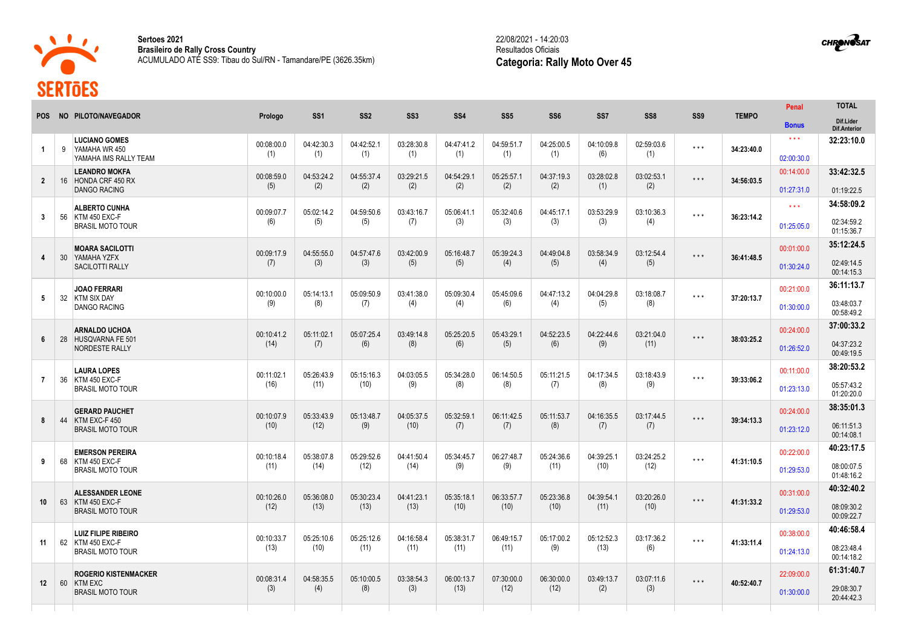**Sertoes 2021**
**Brasileiro de Rally Cross Country**
ACUMULADO ATÉ SS9: Tibau do Sul/RN - Tamandare/PE (3626.35km)

22/08/2021 - 14:20:03
Resultados Oficiais
**Categoria: Rally Moto Over 45**

| POS | NO | PILOTO/NAVEGADOR | Prologo | SS1 | SS2 | SS3 | SS4 | SS5 | SS6 | SS7 | SS8 | SS9 | TEMPO | Penal / Bonus | TOTAL / Dif.Lider / Dif.Anterior |
|---|---|---|---|---|---|---|---|---|---|---|---|---|---|---|---|
| 1 | 9 | **LUCIANO GOMES** YAMAHA WR 450 YAMAHA IMS RALLY TEAM | 00:08:00.0 (1) | 04:42:30.3 (1) | 04:42:52.1 (1) | 03:28:30.8 (1) | 04:47:41.2 (1) | 04:59:51.7 (1) | 04:25:00.5 (1) | 04:10:09.8 (6) | 02:59:03.6 (1) | * * * | **34:23:40.0** | * * * / 02:00:30.0 | **32:23:10.0** |
| 2 | 16 | **LEANDRO MOKFA** HONDA CRF 450 RX DANGO RACING | 00:08:59.0 (5) | 04:53:24.2 (2) | 04:55:37.4 (2) | 03:29:21.5 (2) | 04:54:29.1 (2) | 05:25:57.1 (2) | 04:37:19.3 (2) | 03:28:02.8 (1) | 03:02:53.1 (2) | * * * | **34:56:03.5** | 00:14:00.0 / 01:27:31.0 | **33:42:32.5** / 01:19:22.5 |
| 3 | 56 | **ALBERTO CUNHA** KTM 450 EXC-F BRASIL MOTO TOUR | 00:09:07.7 (6) | 05:02:14.2 (5) | 04:59:50.6 (5) | 03:43:16.7 (7) | 05:06:41.1 (3) | 05:32:40.6 (3) | 04:45:17.1 (3) | 03:53:29.9 (3) | 03:10:36.3 (4) | * * * | **36:23:14.2** | * * * / 01:25:05.0 | **34:58:09.2** / 02:34:59.2 / 01:15:36.7 |
| 4 | 30 | **MOARA SACILOTTI** YAMAHA YZFX SACILOTTI RALLY | 00:09:17.9 (7) | 04:55:55.0 (3) | 04:57:47.6 (3) | 03:42:00.9 (5) | 05:16:48.7 (5) | 05:39:24.3 (4) | 04:49:04.8 (5) | 03:58:34.9 (4) | 03:12:54.4 (5) | * * * | **36:41:48.5** | 00:01:00.0 / 01:30:24.0 | **35:12:24.5** / 02:49:14.5 / 00:14:15.3 |
| 5 | 32 | **JOAO FERRARI** KTM SIX DAY DANGO RACING | 00:10:00.0 (9) | 05:14:13.1 (8) | 05:09:50.9 (7) | 03:41:38.0 (4) | 05:09:30.4 (4) | 05:45:09.6 (6) | 04:47:13.2 (4) | 04:04:29.8 (5) | 03:18:08.7 (8) | * * * | **37:20:13.7** | 00:21:00.0 / 01:30:00.0 | **36:11:13.7** / 03:48:03.7 / 00:58:49.2 |
| 6 | 28 | **ARNALDO UCHOA** HUSQVARNA FE 501 NORDESTE RALLY | 00:10:41.2 (14) | 05:11:02.1 (7) | 05:07:25.4 (6) | 03:49:14.8 (8) | 05:25:20.5 (6) | 05:43:29.1 (5) | 04:52:23.5 (6) | 04:22:44.6 (9) | 03:21:04.0 (11) | * * * | **38:03:25.2** | 00:24:00.0 / 01:26:52.0 | **37:00:33.2** / 04:37:23.2 / 00:49:19.5 |
| 7 | 36 | **LAURA LOPES** KTM 450 EXC-F BRASIL MOTO TOUR | 00:11:02.1 (16) | 05:26:43.9 (11) | 05:15:16.3 (10) | 04:03:05.5 (9) | 05:34:28.0 (8) | 06:14:50.5 (8) | 05:11:21.5 (7) | 04:17:34.5 (8) | 03:18:43.9 (9) | * * * | **39:33:06.2** | 00:11:00.0 / 01:23:13.0 | **38:20:53.2** / 05:57:43.2 / 01:20:20.0 |
| 8 | 44 | **GERARD PAUCHET** KTM EXC-F 450 BRASIL MOTO TOUR | 00:10:07.9 (10) | 05:33:43.9 (12) | 05:13:48.7 (9) | 04:05:37.5 (10) | 05:32:59.1 (7) | 06:11:42.5 (7) | 05:11:53.7 (8) | 04:16:35.5 (7) | 03:17:44.5 (7) | * * * | **39:34:13.3** | 00:24:00.0 / 01:23:12.0 | **38:35:01.3** / 06:11:51.3 / 00:14:08.1 |
| 9 | 68 | **EMERSON PEREIRA** KTM 450 EXC-F BRASIL MOTO TOUR | 00:10:18.4 (11) | 05:38:07.8 (14) | 05:29:52.6 (12) | 04:41:50.4 (14) | 05:34:45.7 (9) | 06:27:48.7 (9) | 05:24:36.6 (11) | 04:39:25.1 (10) | 03:24:25.2 (12) | * * * | **41:31:10.5** | 00:22:00.0 / 01:29:53.0 | **40:23:17.5** / 08:00:07.5 / 01:48:16.2 |
| 10 | 63 | **ALESSANDER LEONE** KTM 450 EXC-F BRASIL MOTO TOUR | 00:10:26.0 (12) | 05:36:08.0 (13) | 05:30:23.4 (13) | 04:41:23.1 (13) | 05:35:18.1 (10) | 06:33:57.7 (10) | 05:23:36.8 (10) | 04:39:54.1 (11) | 03:20:26.0 (10) | * * * | **41:31:33.2** | 00:31:00.0 / 01:29:53.0 | **40:32:40.2** / 08:09:30.2 / 00:09:22.7 |
| 11 | 62 | **LUIZ FILIPE RIBEIRO** KTM 450 EXC-F BRASIL MOTO TOUR | 00:10:33.7 (13) | 05:25:10.6 (10) | 05:25:12.6 (11) | 04:16:58.4 (11) | 05:38:31.7 (11) | 06:49:15.7 (11) | 05:17:00.2 (9) | 05:12:52.3 (13) | 03:17:36.2 (6) | * * * | **41:33:11.4** | 00:38:00.0 / 01:24:13.0 | **40:46:58.4** / 08:23:48.4 / 00:14:18.2 |
| 12 | 60 | **ROGERIO KISTENMACKER** KTM EXC BRASIL MOTO TOUR | 00:08:31.4 (3) | 04:58:35.5 (4) | 05:10:00.5 (8) | 03:38:54.3 (3) | 06:00:13.7 (13) | 07:30:00.0 (12) | 06:30:00.0 (12) | 03:49:13.7 (2) | 03:07:11.6 (3) | * * * | **40:52:40.7** | 22:09:00.0 / 01:30:00.0 | **61:31:40.7** / 29:08:30.7 / 20:44:42.3 |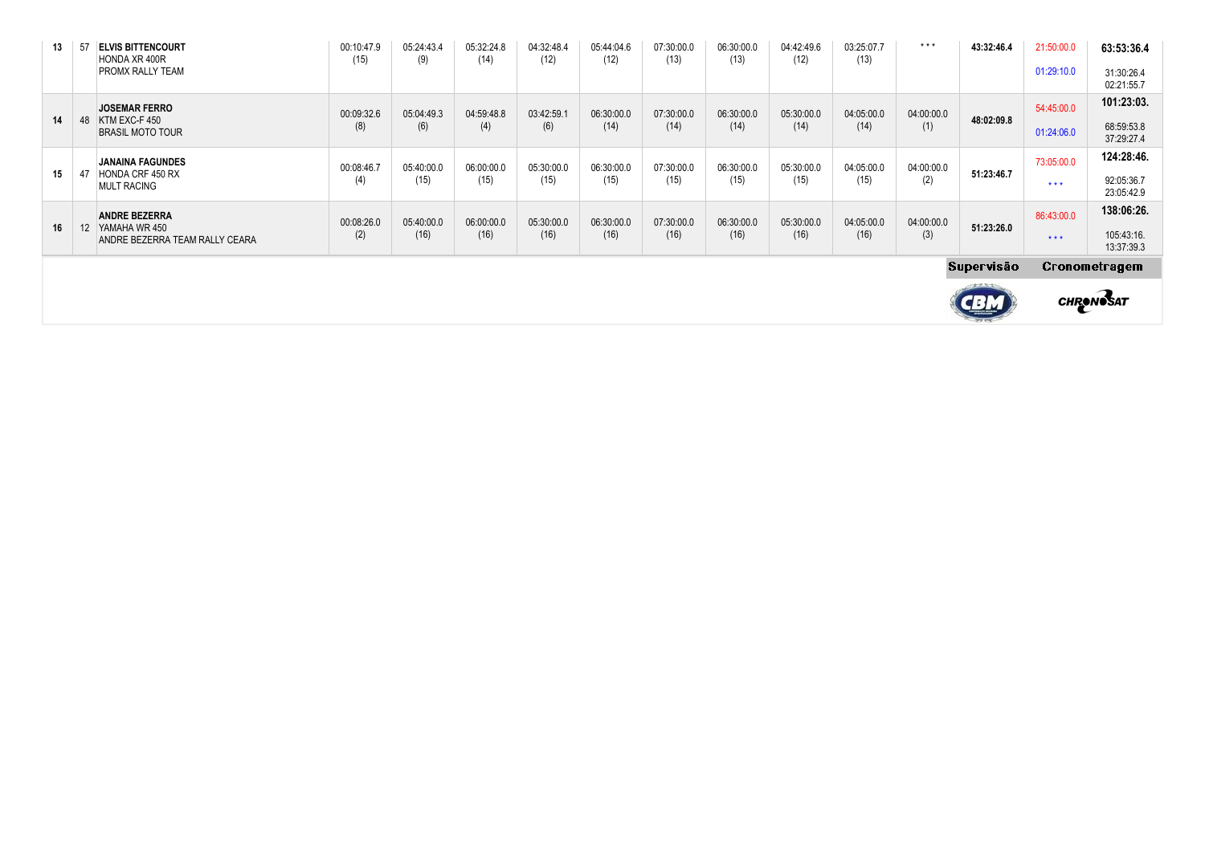| | | | | | | | | | | | | | | | |
|---|---|---|---|---|---|---|---|---|---|---|---|---|---|---|---|
| 13 | 57 | **ELVIS BITTENCOURT**<br>HONDA XR 400R<br>PROMX RALLY TEAM | 00:10:47.9<br>(15) | 05:24:43.4<br>(9) | 05:32:24.8<br>(14) | 04:32:48.4<br>(12) | 05:44:04.6<br>(12) | 07:30:00.0<br>(13) | 06:30:00.0<br>(13) | 04:42:49.6<br>(12) | 03:25:07.7<br>(13) | * * * | **43:32:46.4** | 21:50:00.0<br>01:29:10.0 | **63:53:36.4**<br>31:30:26.4<br>02:21:55.7 |
| 14 | 48 | **JOSEMAR FERRO**<br>KTM EXC-F 450<br>BRASIL MOTO TOUR | 00:09:32.6<br>(8) | 05:04:49.3<br>(6) | 04:59:48.8<br>(4) | 03:42:59.1<br>(6) | 06:30:00.0<br>(14) | 07:30:00.0<br>(14) | 06:30:00.0<br>(14) | 05:30:00.0<br>(14) | 04:05:00.0<br>(14) | 04:00:00.0<br>(1) | **48:02:09.8** | 54:45:00.0<br>01:24:06.0 | **101:23:03.**<br>68:59:53.8<br>37:29:27.4 |
| 15 | 47 | **JANAINA FAGUNDES**<br>HONDA CRF 450 RX<br>MULT RACING | 00:08:46.7<br>(4) | 05:40:00.0<br>(15) | 06:00:00.0<br>(15) | 05:30:00.0<br>(15) | 06:30:00.0<br>(15) | 07:30:00.0<br>(15) | 06:30:00.0<br>(15) | 05:30:00.0<br>(15) | 04:05:00.0<br>(15) | 04:00:00.0<br>(2) | **51:23:46.7** | 73:05:00.0<br>* * * | **124:28:46.**<br>92:05:36.7<br>23:05:42.9 |
| 16 | 12 | **ANDRE BEZERRA**<br>YAMAHA WR 450<br>ANDRE BEZERRA TEAM RALLY CEARA | 00:08:26.0<br>(2) | 05:40:00.0<br>(16) | 06:00:00.0<br>(16) | 05:30:00.0<br>(16) | 06:30:00.0<br>(16) | 07:30:00.0<br>(16) | 06:30:00.0<br>(16) | 05:30:00.0<br>(16) | 04:05:00.0<br>(16) | 04:00:00.0<br>(3) | **51:23:26.0** | 86:43:00.0<br>* * * | **138:06:26.**<br>105:43:16.<br>13:37:39.3 |

Supervisão — CBM

Cronometragem — CHRONOSAT